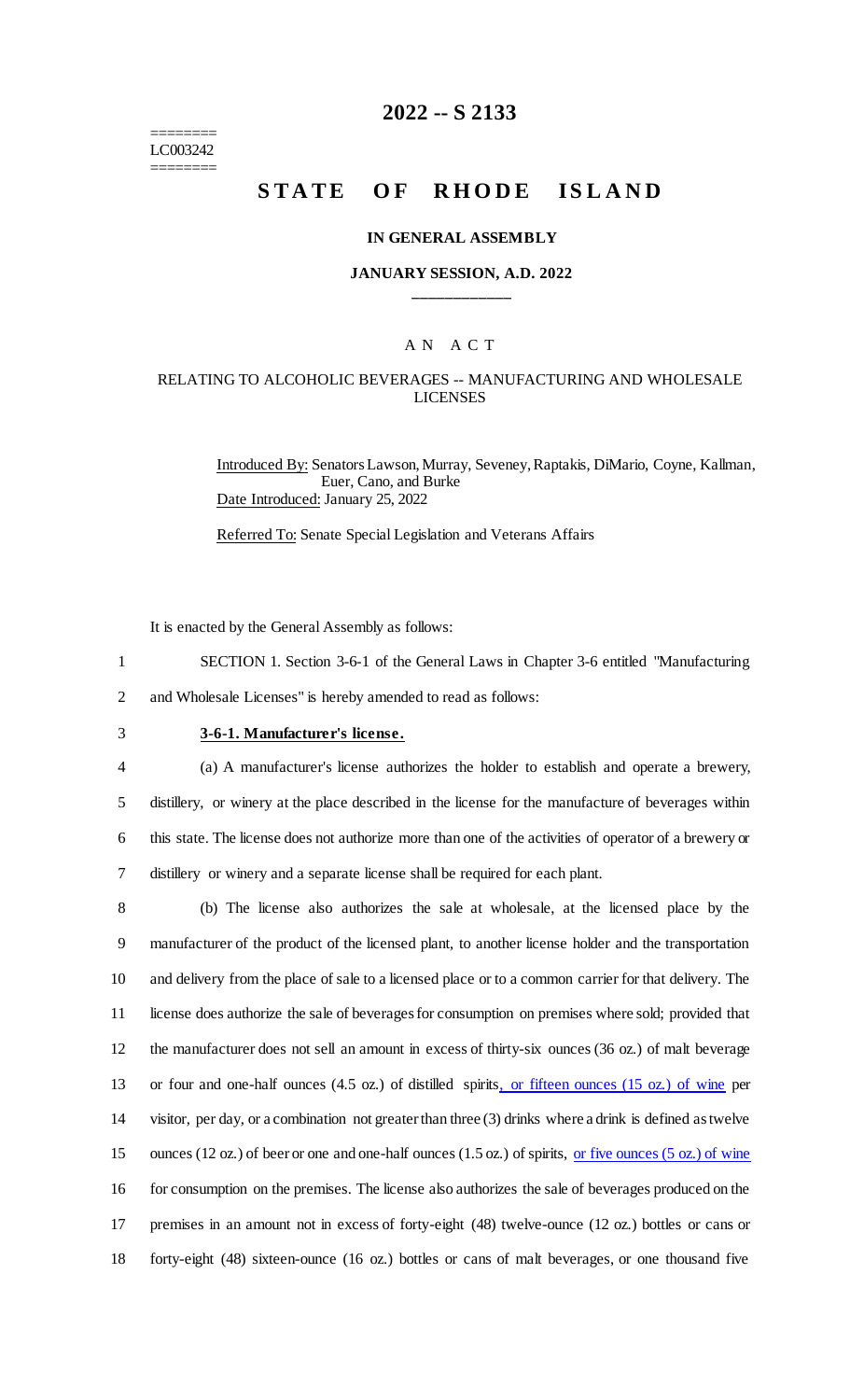========
LC003242
========

# 2022 -- S 2133

# STATE OF RHODE ISLAND

### IN GENERAL ASSEMBLY

### JANUARY SESSION, A.D. 2022

---

## A N A C T

### RELATING TO ALCOHOLIC BEVERAGES -- MANUFACTURING AND WHOLESALE LICENSES

Introduced By: Senators Lawson, Murray, Seveney, Raptakis, DiMario, Coyne, Kallman, Euer, Cano, and Burke

Date Introduced: January 25, 2022

Referred To: Senate Special Legislation and Veterans Affairs

It is enacted by the General Assembly as follows:

1 SECTION 1. Section 3-6-1 of the General Laws in Chapter 3-6 entitled "Manufacturing
2 and Wholesale Licenses" is hereby amended to read as follows:

3 **3-6-1. Manufacturer's license.**

4 (a) A manufacturer's license authorizes the holder to establish and operate a brewery,
5 distillery, or winery at the place described in the license for the manufacture of beverages within
6 this state. The license does not authorize more than one of the activities of operator of a brewery or
7 distillery or winery and a separate license shall be required for each plant.

8 (b) The license also authorizes the sale at wholesale, at the licensed place by the
9 manufacturer of the product of the licensed plant, to another license holder and the transportation
10 and delivery from the place of sale to a licensed place or to a common carrier for that delivery. The
11 license does authorize the sale of beverages for consumption on premises where sold; provided that
12 the manufacturer does not sell an amount in excess of thirty-six ounces (36 oz.) of malt beverage
13 or four and one-half ounces (4.5 oz.) of distilled spirits, or fifteen ounces (15 oz.) of wine per
14 visitor, per day, or a combination not greater than three (3) drinks where a drink is defined as twelve
15 ounces (12 oz.) of beer or one and one-half ounces (1.5 oz.) of spirits, or five ounces (5 oz.) of wine
16 for consumption on the premises. The license also authorizes the sale of beverages produced on the
17 premises in an amount not in excess of forty-eight (48) twelve-ounce (12 oz.) bottles or cans or
18 forty-eight (48) sixteen-ounce (16 oz.) bottles or cans of malt beverages, or one thousand five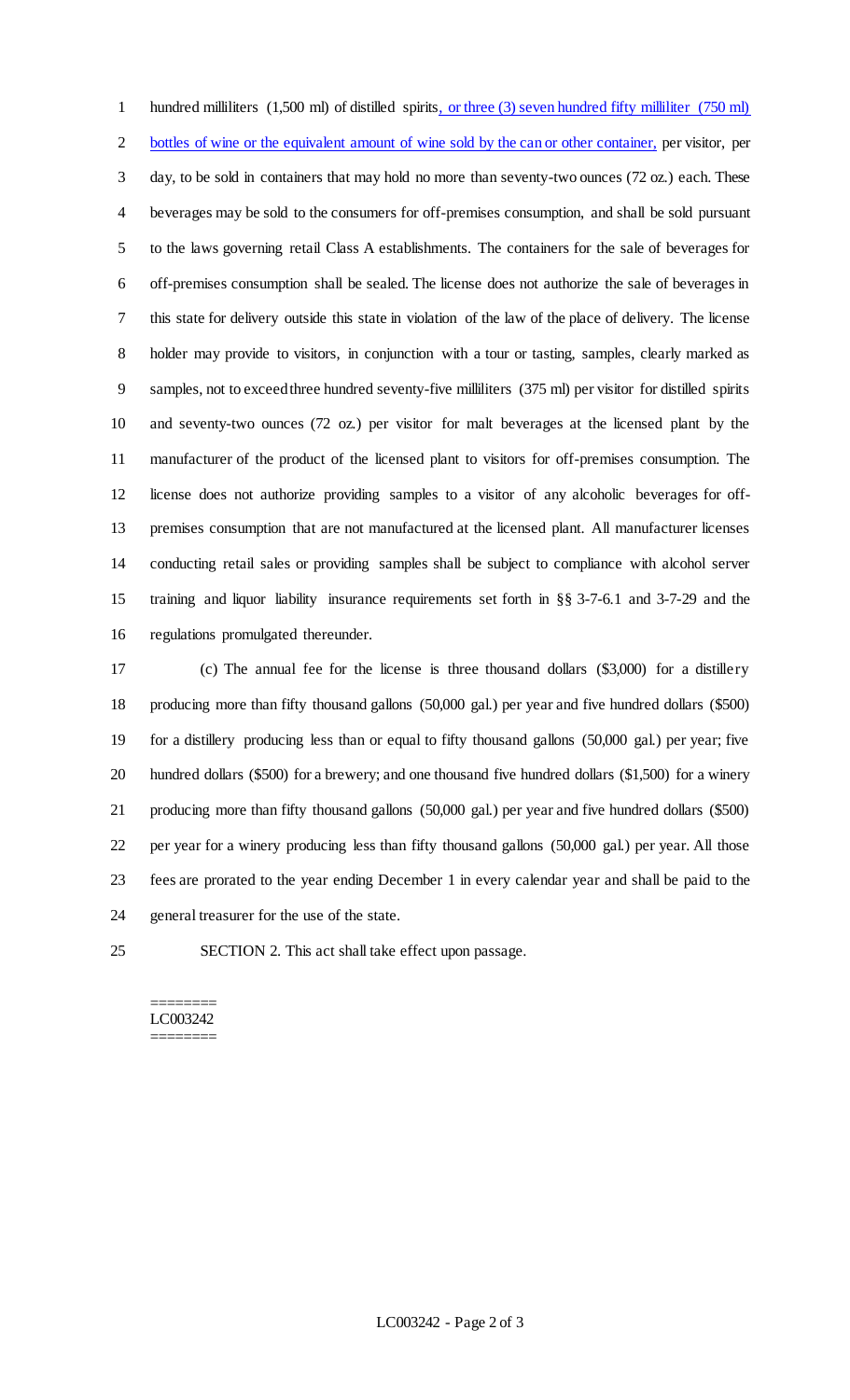hundred milliliters (1,500 ml) of distilled spirits, or three (3) seven hundred fifty milliliter (750 ml) bottles of wine or the equivalent amount of wine sold by the can or other container, per visitor, per day, to be sold in containers that may hold no more than seventy-two ounces (72 oz.) each. These beverages may be sold to the consumers for off-premises consumption, and shall be sold pursuant to the laws governing retail Class A establishments. The containers for the sale of beverages for off-premises consumption shall be sealed. The license does not authorize the sale of beverages in this state for delivery outside this state in violation of the law of the place of delivery. The license holder may provide to visitors, in conjunction with a tour or tasting, samples, clearly marked as samples, not to exceed three hundred seventy-five milliliters (375 ml) per visitor for distilled spirits and seventy-two ounces (72 oz.) per visitor for malt beverages at the licensed plant by the manufacturer of the product of the licensed plant to visitors for off-premises consumption. The license does not authorize providing samples to a visitor of any alcoholic beverages for off-premises consumption that are not manufactured at the licensed plant. All manufacturer licenses conducting retail sales or providing samples shall be subject to compliance with alcohol server training and liquor liability insurance requirements set forth in §§ 3-7-6.1 and 3-7-29 and the regulations promulgated thereunder.

(c) The annual fee for the license is three thousand dollars ($3,000) for a distillery producing more than fifty thousand gallons (50,000 gal.) per year and five hundred dollars ($500) for a distillery producing less than or equal to fifty thousand gallons (50,000 gal.) per year; five hundred dollars ($500) for a brewery; and one thousand five hundred dollars ($1,500) for a winery producing more than fifty thousand gallons (50,000 gal.) per year and five hundred dollars ($500) per year for a winery producing less than fifty thousand gallons (50,000 gal.) per year. All those fees are prorated to the year ending December 1 in every calendar year and shall be paid to the general treasurer for the use of the state.

SECTION 2. This act shall take effect upon passage.

========
LC003242
========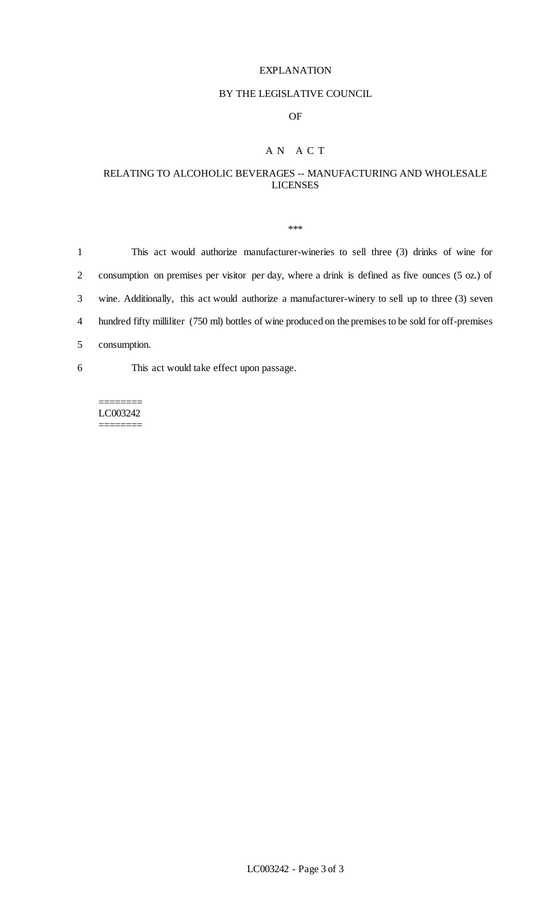EXPLANATION

BY THE LEGISLATIVE COUNCIL

OF

A N A C T

RELATING TO ALCOHOLIC BEVERAGES -- MANUFACTURING AND WHOLESALE LICENSES

\*\*\*

This act would authorize manufacturer-wineries to sell three (3) drinks of wine for consumption on premises per visitor per day, where a drink is defined as five ounces (5 oz.) of wine. Additionally, this act would authorize a manufacturer-winery to sell up to three (3) seven hundred fifty milliliter (750 ml) bottles of wine produced on the premises to be sold for off-premises consumption.

This act would take effect upon passage.

========
LC003242
========